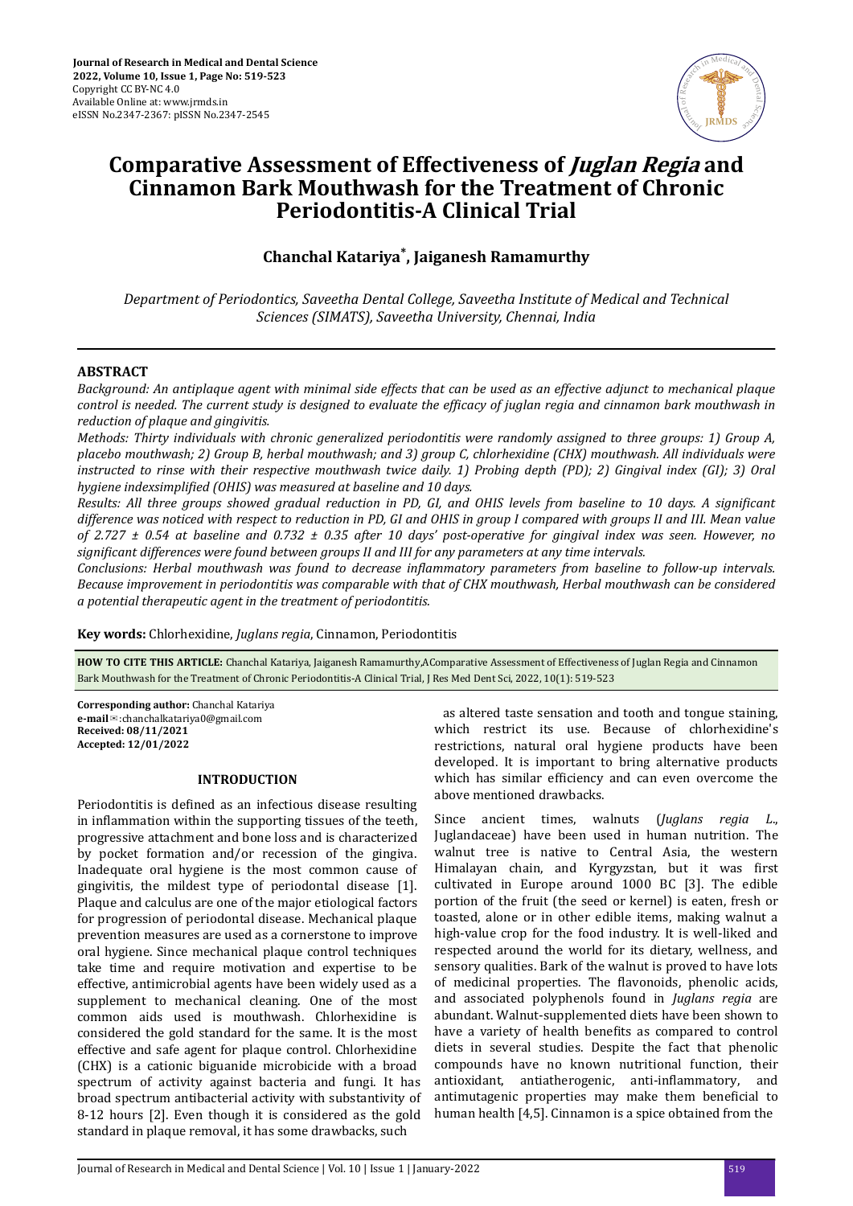# Comparative Assessment of Effectiveness of *Juglan Regia* and Cinnamon Bark Mouthwash for the Treatment of Chronic Periodontitis-A Clinical Trial

**Chanchal Katariya*, Jaiganesh Ramamurthy**

*Department of Periodontics, Saveetha Dental College, Saveetha Institute of Medical and Technical Sciences (SIMATS), Saveetha University, Chennai, India*

## ABSTRACT

*Background: An antiplaque agent with minimal side effects that can be used as an effective adjunct to mechanical plaque control is needed. The current study is designed to evaluate the efficacy of juglan regia and cinnamon bark mouthwash in reduction of plaque and gingivitis.*

*Methods: Thirty individuals with chronic generalized periodontitis were randomly assigned to three groups: 1) Group A, placebo mouthwash; 2) Group B, herbal mouthwash; and 3) group C, chlorhexidine (CHX) mouthwash. All individuals were instructed to rinse with their respective mouthwash twice daily. 1) Probing depth (PD); 2) Gingival index (GI); 3) Oral hygiene indexsimplified (OHIS) was measured at baseline and 10 days.*

*Results: All three groups showed gradual reduction in PD, GI, and OHIS levels from baseline to 10 days. A significant difference was noticed with respect to reduction in PD, GI and OHIS in group I compared with groups II and III. Mean value of 2.727 ± 0.54 at baseline and 0.732 ± 0.35 after 10 days' post-operative for gingival index was seen. However, no significant differences were found between groups II and III for any parameters at any time intervals.*

*Conclusions: Herbal mouthwash was found to decrease inflammatory parameters from baseline to follow-up intervals. Because improvement in periodontitis was comparable with that of CHX mouthwash, Herbal mouthwash can be considered a potential therapeutic agent in the treatment of periodontitis.*

**Key words:** Chlorhexidine, *Juglans regia*, Cinnamon, Periodontitis

**HOW TO CITE THIS ARTICLE:** Chanchal Katariya, Jaiganesh Ramamurthy,AComparative Assessment of Effectiveness of Juglan Regia and Cinnamon Bark Mouthwash for the Treatment of Chronic Periodontitis-A Clinical Trial, J Res Med Dent Sci, 2022, 10(1): 519-523

**Corresponding author:** Chanchal Katariya
**e-mail**: chanchalkatariya0@gmail.com
**Received: 08/11/2021**
**Accepted: 12/01/2022**

## INTRODUCTION

Periodontitis is defined as an infectious disease resulting in inflammation within the supporting tissues of the teeth, progressive attachment and bone loss and is characterized by pocket formation and/or recession of the gingiva. Inadequate oral hygiene is the most common cause of gingivitis, the mildest type of periodontal disease [1]. Plaque and calculus are one of the major etiological factors for progression of periodontal disease. Mechanical plaque prevention measures are used as a cornerstone to improve oral hygiene. Since mechanical plaque control techniques take time and require motivation and expertise to be effective, antimicrobial agents have been widely used as a supplement to mechanical cleaning. One of the most common aids used is mouthwash. Chlorhexidine is considered the gold standard for the same. It is the most effective and safe agent for plaque control. Chlorhexidine (CHX) is a cationic biguanide microbicide with a broad spectrum of activity against bacteria and fungi. It has broad spectrum antibacterial activity with substantivity of 8-12 hours [2]. Even though it is considered as the gold standard in plaque removal, it has some drawbacks, such as altered taste sensation and tooth and tongue staining, which restrict its use. Because of chlorhexidine's restrictions, natural oral hygiene products have been developed. It is important to bring alternative products which has similar efficiency and can even overcome the above mentioned drawbacks.

Since ancient times, walnuts (*Juglans regia L.*, Juglandaceae) have been used in human nutrition. The walnut tree is native to Central Asia, the western Himalayan chain, and Kyrgyzstan, but it was first cultivated in Europe around 1000 BC [3]. The edible portion of the fruit (the seed or kernel) is eaten, fresh or toasted, alone or in other edible items, making walnut a high-value crop for the food industry. It is well-liked and respected around the world for its dietary, wellness, and sensory qualities. Bark of the walnut is proved to have lots of medicinal properties. The flavonoids, phenolic acids, and associated polyphenols found in *Juglans regia* are abundant. Walnut-supplemented diets have been shown to have a variety of health benefits as compared to control diets in several studies. Despite the fact that phenolic compounds have no known nutritional function, their antioxidant, antiatherogenic, anti-inflammatory, and antimutagenic properties may make them beneficial to human health [4,5]. Cinnamon is a spice obtained from the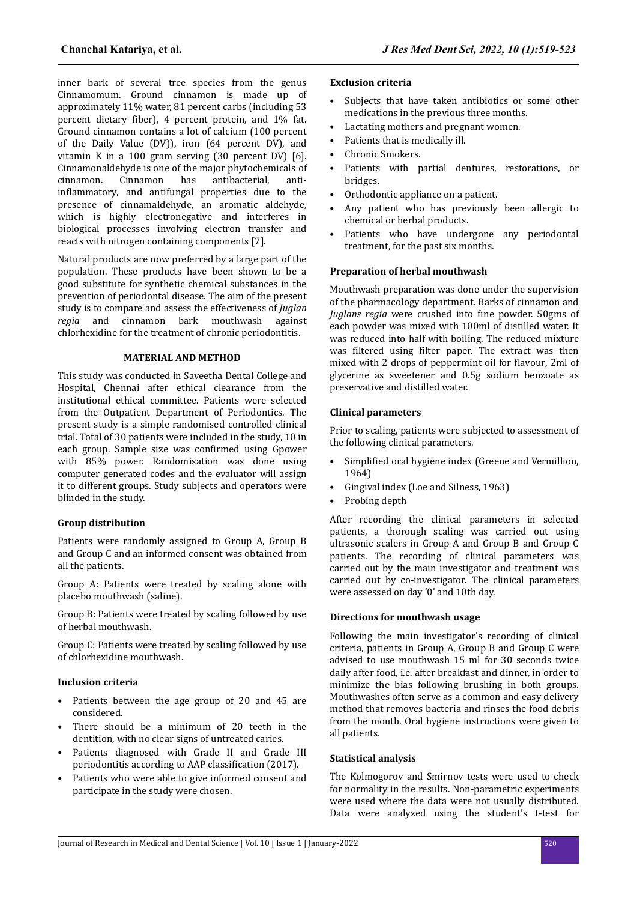inner bark of several tree species from the genus Cinnamomum. Ground cinnamon is made up of approximately 11% water, 81 percent carbs (including 53 percent dietary fiber), 4 percent protein, and 1% fat. Ground cinnamon contains a lot of calcium (100 percent of the Daily Value (DV)), iron (64 percent DV), and vitamin K in a 100 gram serving (30 percent DV) [6]. Cinnamonaldehyde is one of the major phytochemicals of cinnamon. Cinnamon has antibacterial, anti-inflammatory, and antifungal properties due to the presence of cinnamaldehyde, an aromatic aldehyde, which is highly electronegative and interferes in biological processes involving electron transfer and reacts with nitrogen containing components [7].

Natural products are now preferred by a large part of the population. These products have been shown to be a good substitute for synthetic chemical substances in the prevention of periodontal disease. The aim of the present study is to compare and assess the effectiveness of *Juglan regia* and cinnamon bark mouthwash against chlorhexidine for the treatment of chronic periodontitis.

## MATERIAL AND METHOD

This study was conducted in Saveetha Dental College and Hospital, Chennai after ethical clearance from the institutional ethical committee. Patients were selected from the Outpatient Department of Periodontics. The present study is a simple randomised controlled clinical trial. Total of 30 patients were included in the study, 10 in each group. Sample size was confirmed using Gpower with 85% power. Randomisation was done using computer generated codes and the evaluator will assign it to different groups. Study subjects and operators were blinded in the study.

### Group distribution

Patients were randomly assigned to Group A, Group B and Group C and an informed consent was obtained from all the patients.

Group A: Patients were treated by scaling alone with placebo mouthwash (saline).

Group B: Patients were treated by scaling followed by use of herbal mouthwash.

Group C: Patients were treated by scaling followed by use of chlorhexidine mouthwash.

### Inclusion criteria

- Patients between the age group of 20 and 45 are considered.
- There should be a minimum of 20 teeth in the dentition, with no clear signs of untreated caries.
- Patients diagnosed with Grade II and Grade III periodontitis according to AAP classification (2017).
- Patients who were able to give informed consent and participate in the study were chosen.

### Exclusion criteria

- Subjects that have taken antibiotics or some other medications in the previous three months.
- Lactating mothers and pregnant women.
- Patients that is medically ill.
- Chronic Smokers.
- Patients with partial dentures, restorations, or bridges.
- Orthodontic appliance on a patient.
- Any patient who has previously been allergic to chemical or herbal products.
- Patients who have undergone any periodontal treatment, for the past six months.

### Preparation of herbal mouthwash

Mouthwash preparation was done under the supervision of the pharmacology department. Barks of cinnamon and *Juglans regia* were crushed into fine powder. 50gms of each powder was mixed with 100ml of distilled water. It was reduced into half with boiling. The reduced mixture was filtered using filter paper. The extract was then mixed with 2 drops of peppermint oil for flavour, 2ml of glycerine as sweetener and 0.5g sodium benzoate as preservative and distilled water.

### Clinical parameters

Prior to scaling, patients were subjected to assessment of the following clinical parameters.

- Simplified oral hygiene index (Greene and Vermillion, 1964)
- Gingival index (Loe and Silness, 1963)
- Probing depth

After recording the clinical parameters in selected patients, a thorough scaling was carried out using ultrasonic scalers in Group A and Group B and Group C patients. The recording of clinical parameters was carried out by the main investigator and treatment was carried out by co-investigator. The clinical parameters were assessed on day '0' and 10th day.

### Directions for mouthwash usage

Following the main investigator's recording of clinical criteria, patients in Group A, Group B and Group C were advised to use mouthwash 15 ml for 30 seconds twice daily after food, i.e. after breakfast and dinner, in order to minimize the bias following brushing in both groups. Mouthwashes often serve as a common and easy delivery method that removes bacteria and rinses the food debris from the mouth. Oral hygiene instructions were given to all patients.

### Statistical analysis

The Kolmogorov and Smirnov tests were used to check for normality in the results. Non-parametric experiments were used where the data were not usually distributed. Data were analyzed using the student's t-test for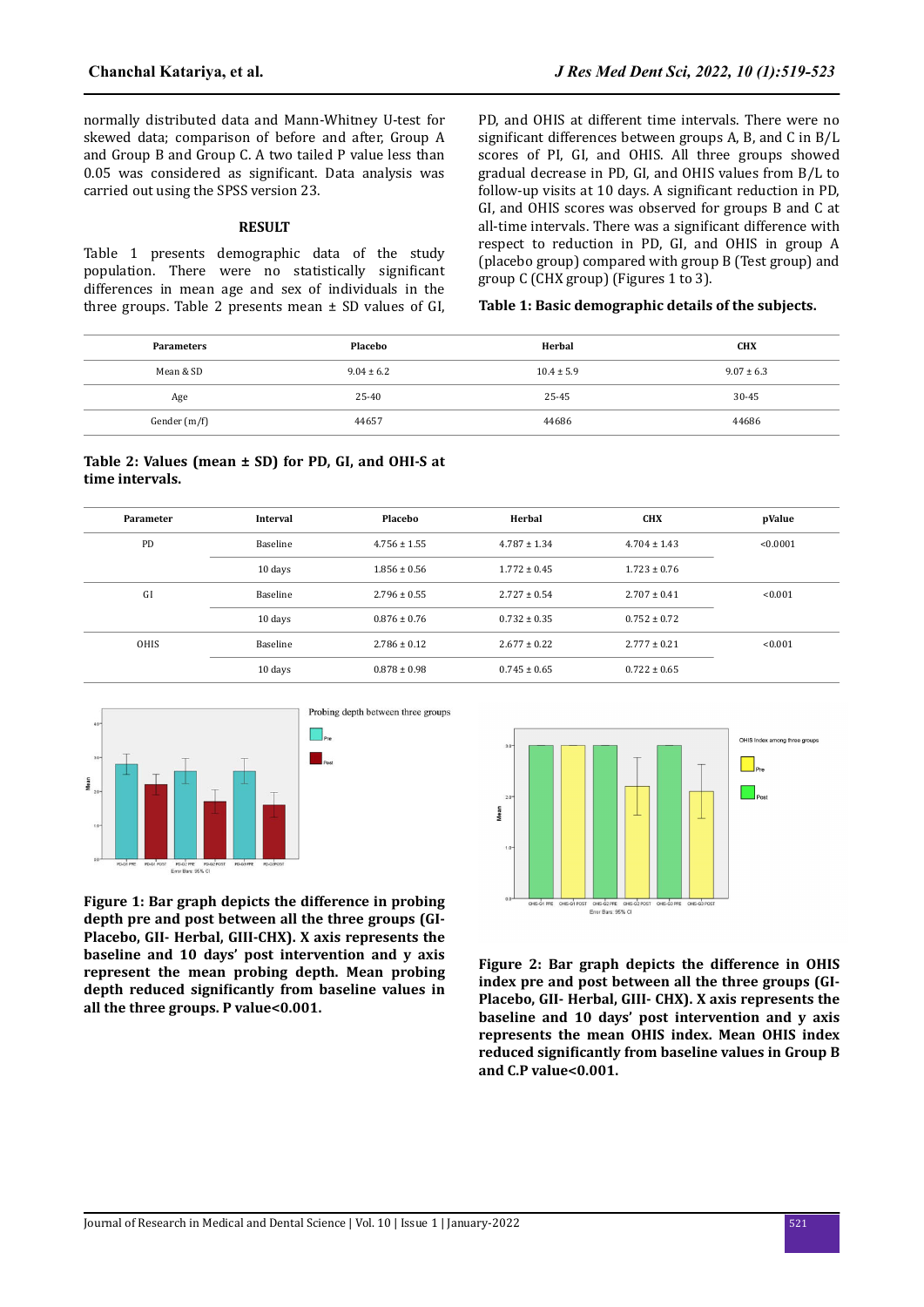normally distributed data and Mann-Whitney U-test for skewed data; comparison of before and after, Group A and Group B and Group C. A two tailed P value less than 0.05 was considered as significant. Data analysis was carried out using the SPSS version 23.

## RESULT

Table 1 presents demographic data of the study population. There were no statistically significant differences in mean age and sex of individuals in the three groups. Table 2 presents mean ± SD values of GI, PD, and OHIS at different time intervals. There were no significant differences between groups A, B, and C in B/L scores of PI, GI, and OHIS. All three groups showed gradual decrease in PD, GI, and OHIS values from B/L to follow-up visits at 10 days. A significant reduction in PD, GI, and OHIS scores was observed for groups B and C at all-time intervals. There was a significant difference with respect to reduction in PD, GI, and OHIS in group A (placebo group) compared with group B (Test group) and group C (CHX group) (Figures 1 to 3).

**Table 1: Basic demographic details of the subjects.**

| Parameters | Placebo | Herbal | CHX |
|---|---|---|---|
| Mean & SD | 9.04 ± 6.2 | 10.4 ± 5.9 | 9.07 ± 6.3 |
| Age | 25-40 | 25-45 | 30-45 |
| Gender (m/f) | 44657 | 44686 | 44686 |

**Table 2: Values (mean ± SD) for PD, GI, and OHI-S at time intervals.**

| Parameter | Interval | Placebo | Herbal | CHX | pValue |
|---|---|---|---|---|---|
| PD | Baseline | 4.756 ± 1.55 | 4.787 ± 1.34 | 4.704 ± 1.43 | <0.0001 |
| | 10 days | 1.856 ± 0.56 | 1.772 ± 0.45 | 1.723 ± 0.76 | |
| GI | Baseline | 2.796 ± 0.55 | 2.727 ± 0.54 | 2.707 ± 0.41 | <0.001 |
| | 10 days | 0.876 ± 0.76 | 0.732 ± 0.35 | 0.752 ± 0.72 | |
| OHIS | Baseline | 2.786 ± 0.12 | 2.677 ± 0.22 | 2.777 ± 0.21 | <0.001 |
| | 10 days | 0.878 ± 0.98 | 0.745 ± 0.65 | 0.722 ± 0.65 | |

**Figure 1: Bar graph depicts the difference in probing depth pre and post between all the three groups (GI-Placebo, GII- Herbal, GIII-CHX). X axis represents the baseline and 10 days' post intervention and y axis represent the mean probing depth. Mean probing depth reduced significantly from baseline values in all the three groups. P value<0.001.**

**Figure 2: Bar graph depicts the difference in OHIS index pre and post between all the three groups (GI-Placebo, GII- Herbal, GIII- CHX). X axis represents the baseline and 10 days' post intervention and y axis represents the mean OHIS index. Mean OHIS index reduced significantly from baseline values in Group B and C.P value<0.001.**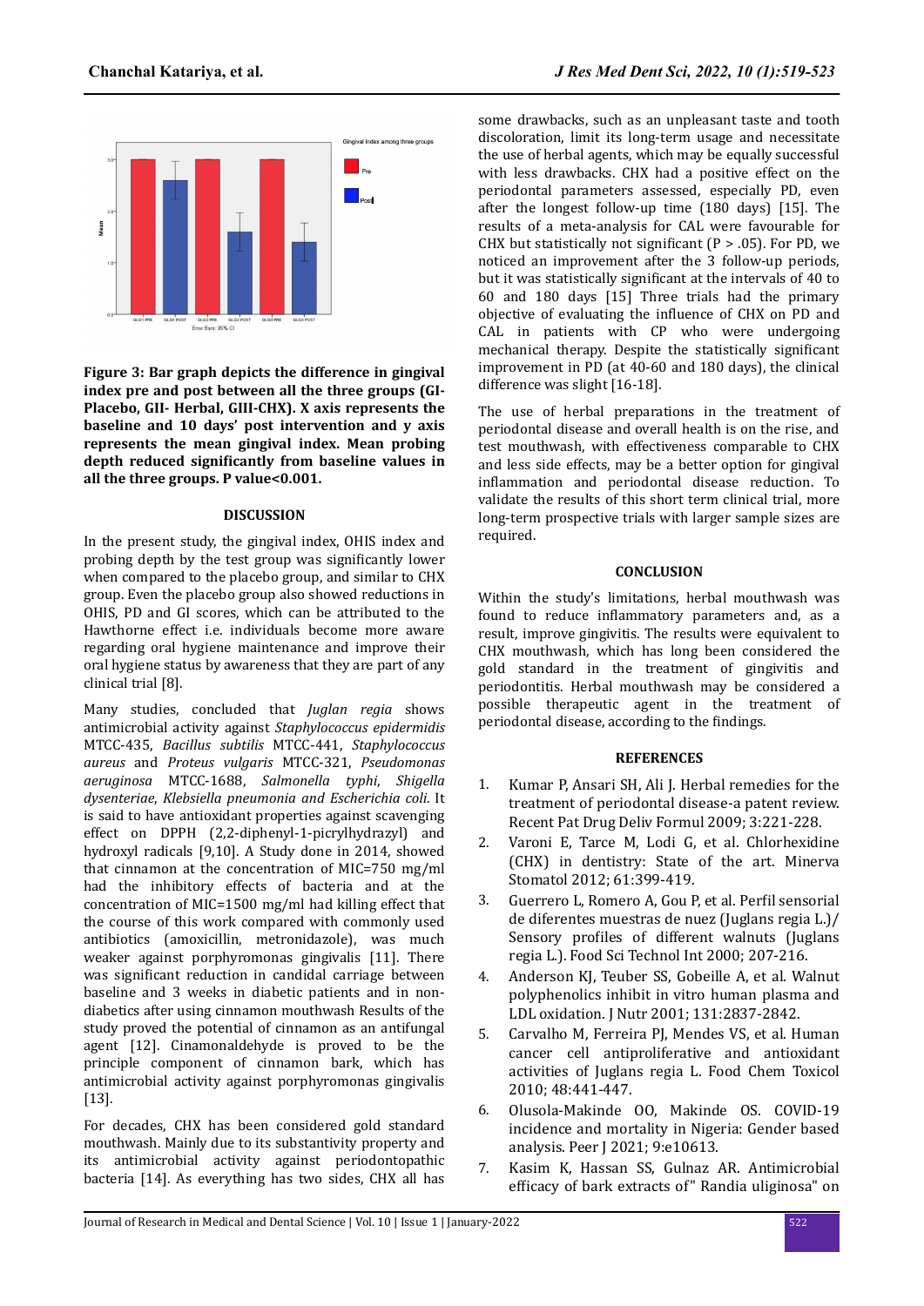**Figure 3: Bar graph depicts the difference in gingival index pre and post between all the three groups (GI-Placebo, GII- Herbal, GIII-CHX). X axis represents the baseline and 10 days' post intervention and y axis represents the mean gingival index. Mean probing depth reduced significantly from baseline values in all the three groups. P value<0.001.**

## DISCUSSION

In the present study, the gingival index, OHIS index and probing depth by the test group was significantly lower when compared to the placebo group, and similar to CHX group. Even the placebo group also showed reductions in OHIS, PD and GI scores, which can be attributed to the Hawthorne effect i.e. individuals become more aware regarding oral hygiene maintenance and improve their oral hygiene status by awareness that they are part of any clinical trial [8].

Many studies, concluded that *Juglan regia* shows antimicrobial activity against *Staphylococcus epidermidis* MTCC-435, *Bacillus subtilis* MTCC-441, *Staphylococcus aureus* and *Proteus vulgaris* MTCC-321, *Pseudomonas aeruginosa* MTCC-1688, *Salmonella typhi*, *Shigella dysenteriae*, *Klebsiella pneumonia and Escherichia coli*. It is said to have antioxidant properties against scavenging effect on DPPH (2,2-diphenyl-1-picrylhydrazyl) and hydroxyl radicals [9,10]. A Study done in 2014, showed that cinnamon at the concentration of MIC=750 mg/ml had the inhibitory effects of bacteria and at the concentration of MIC=1500 mg/ml had killing effect that the course of this work compared with commonly used antibiotics (amoxicillin, metronidazole), was much weaker against porphyromonas gingivalis [11]. There was significant reduction in candidal carriage between baseline and 3 weeks in diabetic patients and in non-diabetics after using cinnamon mouthwash Results of the study proved the potential of cinnamon as an antifungal agent [12]. Cinamonaldehyde is proved to be the principle component of cinnamon bark, which has antimicrobial activity against porphyromonas gingivalis [13].

For decades, CHX has been considered gold standard mouthwash. Mainly due to its substantivity property and its antimicrobial activity against periodontopathic bacteria [14]. As everything has two sides, CHX all has some drawbacks, such as an unpleasant taste and tooth discoloration, limit its long-term usage and necessitate the use of herbal agents, which may be equally successful with less drawbacks. CHX had a positive effect on the periodontal parameters assessed, especially PD, even after the longest follow-up time (180 days) [15]. The results of a meta-analysis for CAL were favourable for CHX but statistically not significant (P > .05). For PD, we noticed an improvement after the 3 follow-up periods, but it was statistically significant at the intervals of 40 to 60 and 180 days [15] Three trials had the primary objective of evaluating the influence of CHX on PD and CAL in patients with CP who were undergoing mechanical therapy. Despite the statistically significant improvement in PD (at 40-60 and 180 days), the clinical difference was slight [16-18].

The use of herbal preparations in the treatment of periodontal disease and overall health is on the rise, and test mouthwash, with effectiveness comparable to CHX and less side effects, may be a better option for gingival inflammation and periodontal disease reduction. To validate the results of this short term clinical trial, more long-term prospective trials with larger sample sizes are required.

## CONCLUSION

Within the study's limitations, herbal mouthwash was found to reduce inflammatory parameters and, as a result, improve gingivitis. The results were equivalent to CHX mouthwash, which has long been considered the gold standard in the treatment of gingivitis and periodontitis. Herbal mouthwash may be considered a possible therapeutic agent in the treatment of periodontal disease, according to the findings.

## REFERENCES

1. Kumar P, Ansari SH, Ali J. Herbal remedies for the treatment of periodontal disease-a patent review. Recent Pat Drug Deliv Formul 2009; 3:221-228.
2. Varoni E, Tarce M, Lodi G, et al. Chlorhexidine (CHX) in dentistry: State of the art. Minerva Stomatol 2012; 61:399-419.
3. Guerrero L, Romero A, Gou P, et al. Perfil sensorial de diferentes muestras de nuez (Juglans regia L.)/ Sensory profiles of different walnuts (Juglans regia L.). Food Sci Technol Int 2000; 207-216.
4. Anderson KJ, Teuber SS, Gobeille A, et al. Walnut polyphenolics inhibit in vitro human plasma and LDL oxidation. J Nutr 2001; 131:2837-2842.
5. Carvalho M, Ferreira PJ, Mendes VS, et al. Human cancer cell antiproliferative and antioxidant activities of Juglans regia L. Food Chem Toxicol 2010; 48:441-447.
6. Olusola-Makinde OO, Makinde OS. COVID-19 incidence and mortality in Nigeria: Gender based analysis. Peer J 2021; 9:e10613.
7. Kasim K, Hassan SS, Gulnaz AR. Antimicrobial efficacy of bark extracts of" Randia uliginosa" on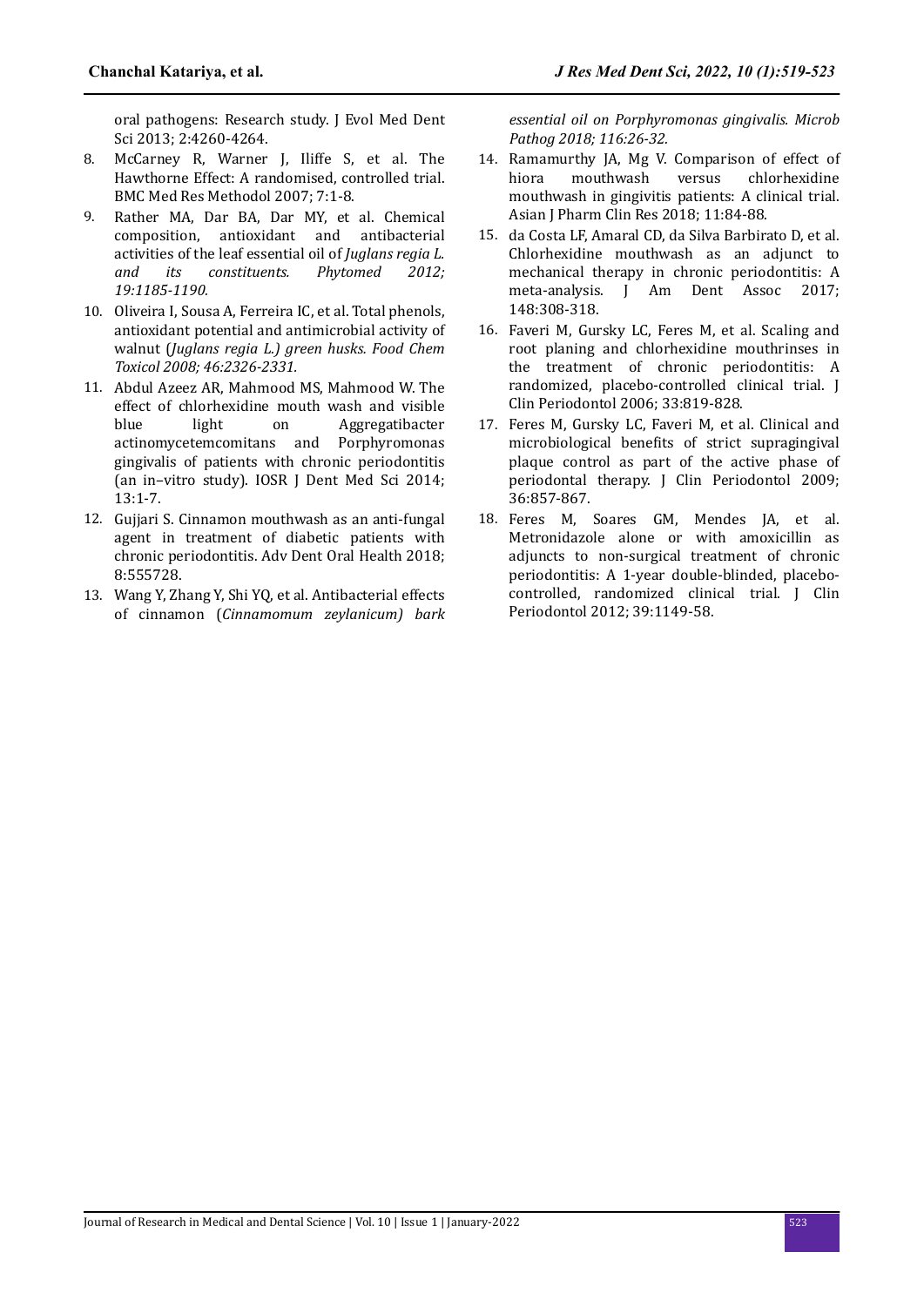oral pathogens: Research study. J Evol Med Dent Sci 2013; 2:4260-4264.

8. McCarney R, Warner J, Iliffe S, et al. The Hawthorne Effect: A randomised, controlled trial. BMC Med Res Methodol 2007; 7:1-8.
9. Rather MA, Dar BA, Dar MY, et al. Chemical composition, antioxidant and antibacterial activities of the leaf essential oil of *Juglans regia L. and its constituents. Phytomed 2012; 19:1185-1190.*
10. Oliveira I, Sousa A, Ferreira IC, et al. Total phenols, antioxidant potential and antimicrobial activity of walnut (*Juglans regia L.) green husks. Food Chem Toxicol 2008; 46:2326-2331.*
11. Abdul Azeez AR, Mahmood MS, Mahmood W. The effect of chlorhexidine mouth wash and visible blue light on Aggregatibacter actinomycetemcomitans and Porphyromonas gingivalis of patients with chronic periodontitis (an in–vitro study). IOSR J Dent Med Sci 2014; 13:1-7.
12. Gujjari S. Cinnamon mouthwash as an anti-fungal agent in treatment of diabetic patients with chronic periodontitis. Adv Dent Oral Health 2018; 8:555728.
13. Wang Y, Zhang Y, Shi YQ, et al. Antibacterial effects of cinnamon (*Cinnamomum zeylanicum) bark essential oil on Porphyromonas gingivalis. Microb Pathog 2018; 116:26-32.*
14. Ramamurthy JA, Mg V. Comparison of effect of hiora mouthwash versus chlorhexidine mouthwash in gingivitis patients: A clinical trial. Asian J Pharm Clin Res 2018; 11:84-88.
15. da Costa LF, Amaral CD, da Silva Barbirato D, et al. Chlorhexidine mouthwash as an adjunct to mechanical therapy in chronic periodontitis: A meta-analysis. J Am Dent Assoc 2017; 148:308-318.
16. Faveri M, Gursky LC, Feres M, et al. Scaling and root planing and chlorhexidine mouthrinses in the treatment of chronic periodontitis: A randomized, placebo-controlled clinical trial. J Clin Periodontol 2006; 33:819-828.
17. Feres M, Gursky LC, Faveri M, et al. Clinical and microbiological benefits of strict supragingival plaque control as part of the active phase of periodontal therapy. J Clin Periodontol 2009; 36:857-867.
18. Feres M, Soares GM, Mendes JA, et al. Metronidazole alone or with amoxicillin as adjuncts to non-surgical treatment of chronic periodontitis: A 1-year double-blinded, placebo-controlled, randomized clinical trial. J Clin Periodontol 2012; 39:1149-58.